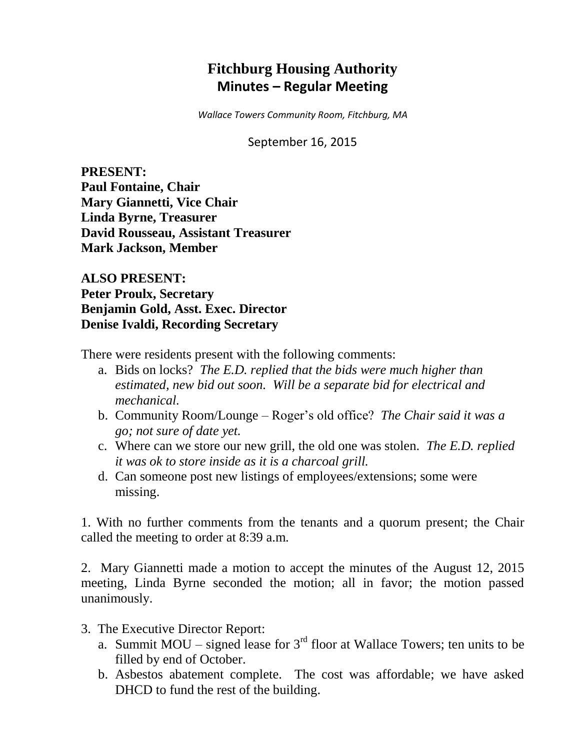# Fitchburg Housing Authority
## Minutes – Regular Meeting

*Wallace Towers Community Room, Fitchburg, MA*

September 16, 2015

**PRESENT:**
**Paul Fontaine, Chair**
**Mary Giannetti, Vice Chair**
**Linda Byrne, Treasurer**
**David Rousseau, Assistant Treasurer**
**Mark Jackson, Member**

**ALSO PRESENT:**
**Peter Proulx, Secretary**
**Benjamin Gold, Asst. Exec. Director**
**Denise Ivaldi, Recording Secretary**

There were residents present with the following comments:

a. Bids on locks? *The E.D. replied that the bids were much higher than estimated, new bid out soon. Will be a separate bid for electrical and mechanical.*
b. Community Room/Lounge – Roger's old office? *The Chair said it was a go; not sure of date yet.*
c. Where can we store our new grill, the old one was stolen. *The E.D. replied it was ok to store inside as it is a charcoal grill.*
d. Can someone post new listings of employees/extensions; some were missing.

1. With no further comments from the tenants and a quorum present; the Chair called the meeting to order at 8:39 a.m.

2. Mary Giannetti made a motion to accept the minutes of the August 12, 2015 meeting, Linda Byrne seconded the motion; all in favor; the motion passed unanimously.

3. The Executive Director Report:
   a. Summit MOU – signed lease for 3rd floor at Wallace Towers; ten units to be filled by end of October.
   b. Asbestos abatement complete. The cost was affordable; we have asked DHCD to fund the rest of the building.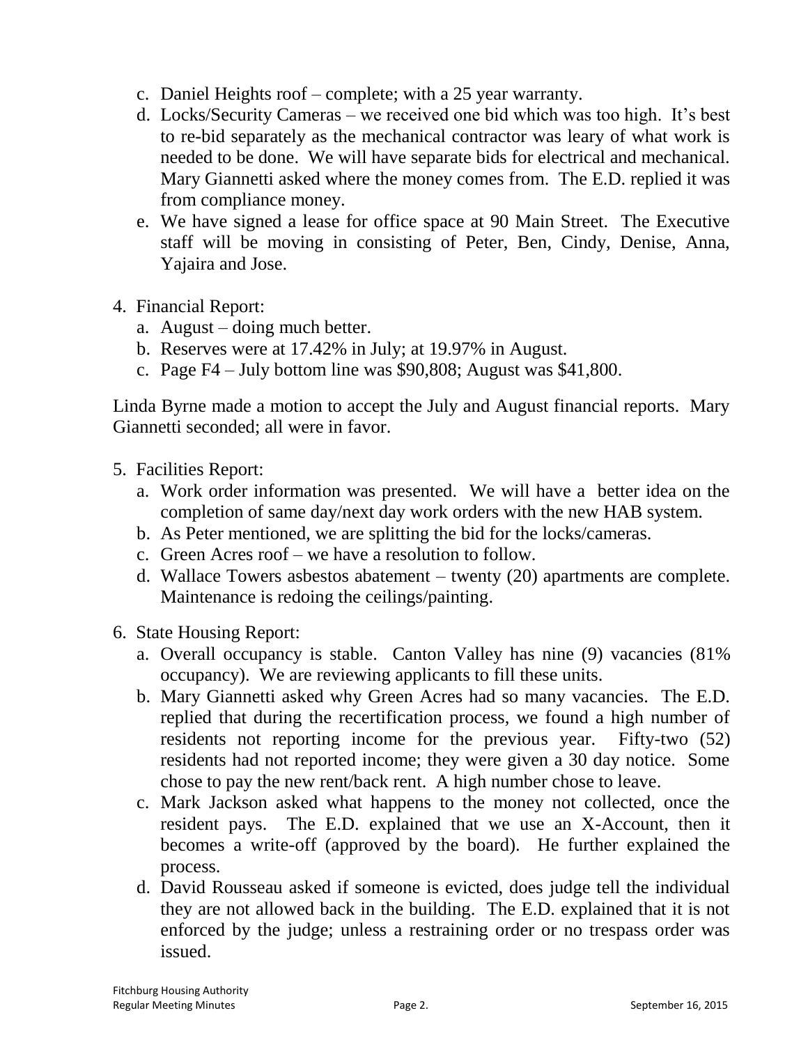c. Daniel Heights roof – complete; with a 25 year warranty.
d. Locks/Security Cameras – we received one bid which was too high. It's best to re-bid separately as the mechanical contractor was leary of what work is needed to be done. We will have separate bids for electrical and mechanical. Mary Giannetti asked where the money comes from. The E.D. replied it was from compliance money.
e. We have signed a lease for office space at 90 Main Street. The Executive staff will be moving in consisting of Peter, Ben, Cindy, Denise, Anna, Yajaira and Jose.

4. Financial Report:
   a. August – doing much better.
   b. Reserves were at 17.42% in July; at 19.97% in August.
   c. Page F4 – July bottom line was $90,808; August was $41,800.

Linda Byrne made a motion to accept the July and August financial reports. Mary Giannetti seconded; all were in favor.

5. Facilities Report:
   a. Work order information was presented. We will have a better idea on the completion of same day/next day work orders with the new HAB system.
   b. As Peter mentioned, we are splitting the bid for the locks/cameras.
   c. Green Acres roof – we have a resolution to follow.
   d. Wallace Towers asbestos abatement – twenty (20) apartments are complete. Maintenance is redoing the ceilings/painting.

6. State Housing Report:
   a. Overall occupancy is stable. Canton Valley has nine (9) vacancies (81% occupancy). We are reviewing applicants to fill these units.
   b. Mary Giannetti asked why Green Acres had so many vacancies. The E.D. replied that during the recertification process, we found a high number of residents not reporting income for the previous year. Fifty-two (52) residents had not reported income; they were given a 30 day notice. Some chose to pay the new rent/back rent. A high number chose to leave.
   c. Mark Jackson asked what happens to the money not collected, once the resident pays. The E.D. explained that we use an X-Account, then it becomes a write-off (approved by the board). He further explained the process.
   d. David Rousseau asked if someone is evicted, does judge tell the individual they are not allowed back in the building. The E.D. explained that it is not enforced by the judge; unless a restraining order or no trespass order was issued.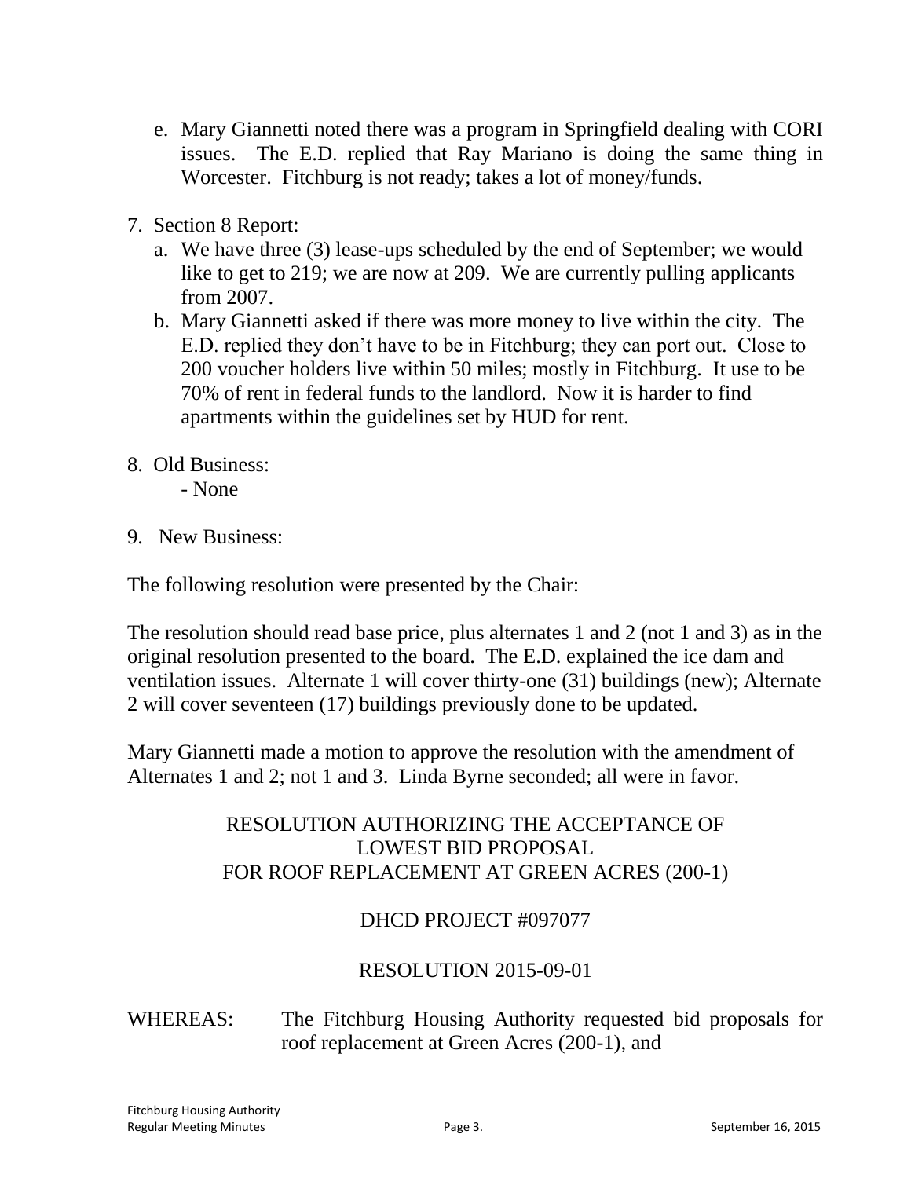e. Mary Giannetti noted there was a program in Springfield dealing with CORI issues. The E.D. replied that Ray Mariano is doing the same thing in Worcester. Fitchburg is not ready; takes a lot of money/funds.

7. Section 8 Report:
   a. We have three (3) lease-ups scheduled by the end of September; we would like to get to 219; we are now at 209. We are currently pulling applicants from 2007.
   b. Mary Giannetti asked if there was more money to live within the city. The E.D. replied they don't have to be in Fitchburg; they can port out. Close to 200 voucher holders live within 50 miles; mostly in Fitchburg. It use to be 70% of rent in federal funds to the landlord. Now it is harder to find apartments within the guidelines set by HUD for rent.

8. Old Business:
   - None

9. New Business:

The following resolution were presented by the Chair:

The resolution should read base price, plus alternates 1 and 2 (not 1 and 3) as in the original resolution presented to the board. The E.D. explained the ice dam and ventilation issues. Alternate 1 will cover thirty-one (31) buildings (new); Alternate 2 will cover seventeen (17) buildings previously done to be updated.

Mary Giannetti made a motion to approve the resolution with the amendment of Alternates 1 and 2; not 1 and 3. Linda Byrne seconded; all were in favor.

RESOLUTION AUTHORIZING THE ACCEPTANCE OF
LOWEST BID PROPOSAL
FOR ROOF REPLACEMENT AT GREEN ACRES (200-1)

DHCD PROJECT #097077

RESOLUTION 2015-09-01

WHEREAS: The Fitchburg Housing Authority requested bid proposals for roof replacement at Green Acres (200-1), and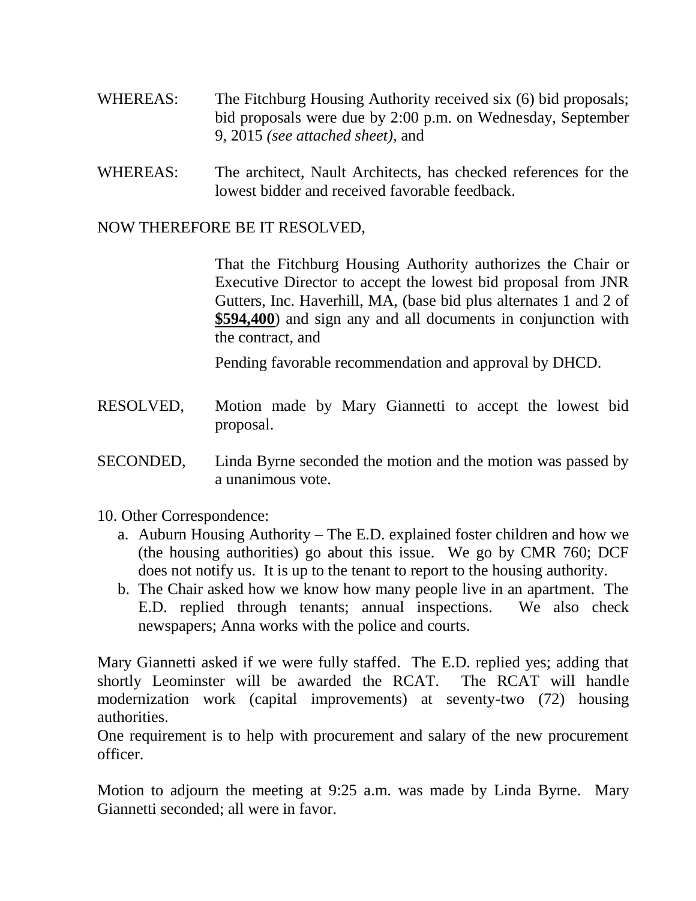WHEREAS: The Fitchburg Housing Authority received six (6) bid proposals; bid proposals were due by 2:00 p.m. on Wednesday, September 9, 2015 *(see attached sheet),* and

WHEREAS: The architect, Nault Architects, has checked references for the lowest bidder and received favorable feedback.

NOW THEREFORE BE IT RESOLVED,

That the Fitchburg Housing Authority authorizes the Chair or Executive Director to accept the lowest bid proposal from JNR Gutters, Inc. Haverhill, MA, (base bid plus alternates 1 and 2 of **<u>$594,400</u>**) and sign any and all documents in conjunction with the contract, and

Pending favorable recommendation and approval by DHCD.

RESOLVED, Motion made by Mary Giannetti to accept the lowest bid proposal.

SECONDED, Linda Byrne seconded the motion and the motion was passed by a unanimous vote.

10. Other Correspondence:
    a. Auburn Housing Authority – The E.D. explained foster children and how we (the housing authorities) go about this issue. We go by CMR 760; DCF does not notify us. It is up to the tenant to report to the housing authority.
    b. The Chair asked how we know how many people live in an apartment. The E.D. replied through tenants; annual inspections. We also check newspapers; Anna works with the police and courts.

Mary Giannetti asked if we were fully staffed. The E.D. replied yes; adding that shortly Leominster will be awarded the RCAT. The RCAT will handle modernization work (capital improvements) at seventy-two (72) housing authorities.

One requirement is to help with procurement and salary of the new procurement officer.

Motion to adjourn the meeting at 9:25 a.m. was made by Linda Byrne. Mary Giannetti seconded; all were in favor.